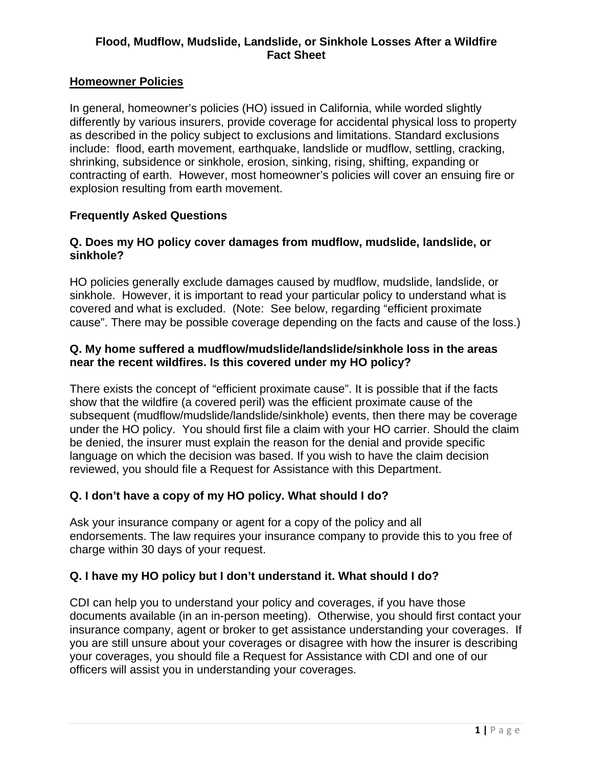# Flood, Mudflow, Mudslide, Landslide, or Sinkhole Losses After a Wildfire Fact Sheet

## Homeowner Policies

In general, homeowner's policies (HO) issued in California, while worded slightly differently by various insurers, provide coverage for accidental physical loss to property as described in the policy subject to exclusions and limitations. Standard exclusions include: flood, earth movement, earthquake, landslide or mudflow, settling, cracking, shrinking, subsidence or sinkhole, erosion, sinking, rising, shifting, expanding or contracting of earth. However, most homeowner's policies will cover an ensuing fire or explosion resulting from earth movement.

### Frequently Asked Questions

**Q. Does my HO policy cover damages from mudflow, mudslide, landslide, or sinkhole?**

HO policies generally exclude damages caused by mudflow, mudslide, landslide, or sinkhole. However, it is important to read your particular policy to understand what is covered and what is excluded. (Note: See below, regarding "efficient proximate cause". There may be possible coverage depending on the facts and cause of the loss.)

**Q. My home suffered a mudflow/mudslide/landslide/sinkhole loss in the areas near the recent wildfires. Is this covered under my HO policy?**

There exists the concept of "efficient proximate cause". It is possible that if the facts show that the wildfire (a covered peril) was the efficient proximate cause of the subsequent (mudflow/mudslide/landslide/sinkhole) events, then there may be coverage under the HO policy. You should first file a claim with your HO carrier. Should the claim be denied, the insurer must explain the reason for the denial and provide specific language on which the decision was based. If you wish to have the claim decision reviewed, you should file a Request for Assistance with this Department.

**Q. I don't have a copy of my HO policy. What should I do?**

Ask your insurance company or agent for a copy of the policy and all endorsements. The law requires your insurance company to provide this to you free of charge within 30 days of your request.

**Q. I have my HO policy but I don't understand it. What should I do?**

CDI can help you to understand your policy and coverages, if you have those documents available (in an in-person meeting). Otherwise, you should first contact your insurance company, agent or broker to get assistance understanding your coverages. If you are still unsure about your coverages or disagree with how the insurer is describing your coverages, you should file a Request for Assistance with CDI and one of our officers will assist you in understanding your coverages.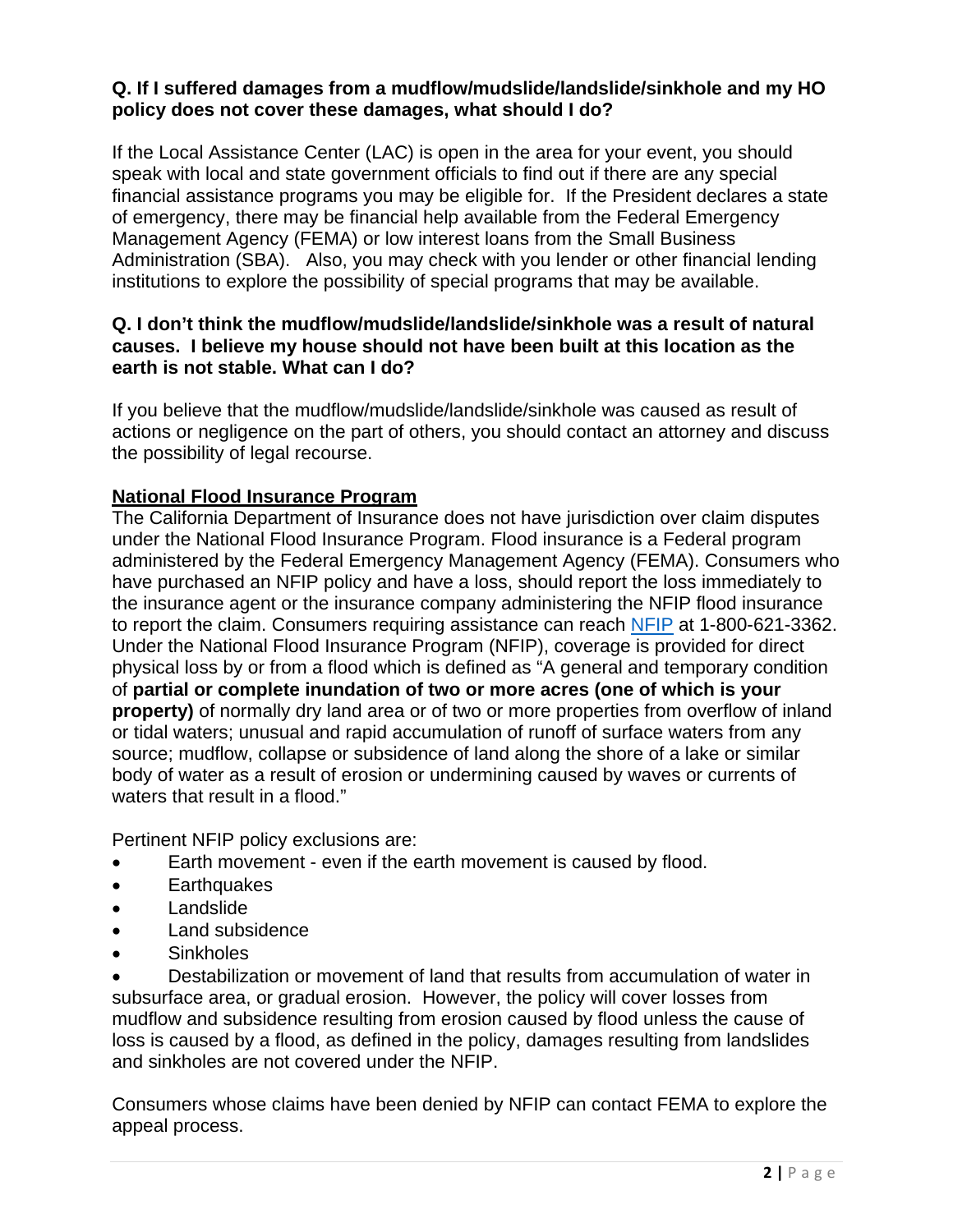**Q. If I suffered damages from a mudflow/mudslide/landslide/sinkhole and my HO policy does not cover these damages, what should I do?**

If the Local Assistance Center (LAC) is open in the area for your event, you should speak with local and state government officials to find out if there are any special financial assistance programs you may be eligible for. If the President declares a state of emergency, there may be financial help available from the Federal Emergency Management Agency (FEMA) or low interest loans from the Small Business Administration (SBA). Also, you may check with you lender or other financial lending institutions to explore the possibility of special programs that may be available.

**Q. I don't think the mudflow/mudslide/landslide/sinkhole was a result of natural causes. I believe my house should not have been built at this location as the earth is not stable. What can I do?**

If you believe that the mudflow/mudslide/landslide/sinkhole was caused as result of actions or negligence on the part of others, you should contact an attorney and discuss the possibility of legal recourse.

**National Flood Insurance Program**

The California Department of Insurance does not have jurisdiction over claim disputes under the National Flood Insurance Program. Flood insurance is a Federal program administered by the Federal Emergency Management Agency (FEMA). Consumers who have purchased an NFIP policy and have a loss, should report the loss immediately to the insurance agent or the insurance company administering the NFIP flood insurance to report the claim. Consumers requiring assistance can reach NFIP at 1-800-621-3362. Under the National Flood Insurance Program (NFIP), coverage is provided for direct physical loss by or from a flood which is defined as "A general and temporary condition of **partial or complete inundation of two or more acres (one of which is your property)** of normally dry land area or of two or more properties from overflow of inland or tidal waters; unusual and rapid accumulation of runoff of surface waters from any source; mudflow, collapse or subsidence of land along the shore of a lake or similar body of water as a result of erosion or undermining caused by waves or currents of waters that result in a flood."

Pertinent NFIP policy exclusions are:

- Earth movement - even if the earth movement is caused by flood.
- Earthquakes
- Landslide
- Land subsidence
- Sinkholes
- Destabilization or movement of land that results from accumulation of water in subsurface area, or gradual erosion. However, the policy will cover losses from mudflow and subsidence resulting from erosion caused by flood unless the cause of loss is caused by a flood, as defined in the policy, damages resulting from landslides and sinkholes are not covered under the NFIP.

Consumers whose claims have been denied by NFIP can contact FEMA to explore the appeal process.